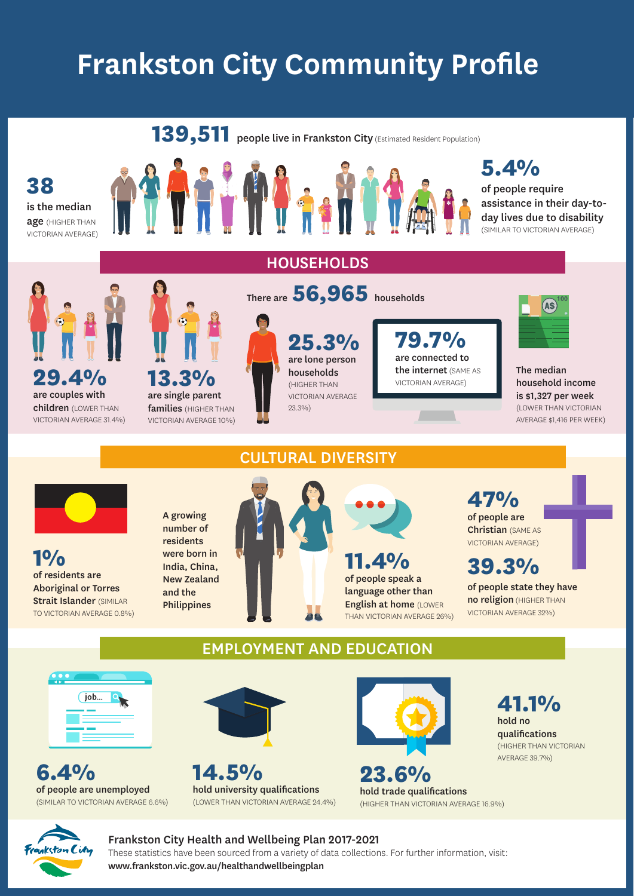# Frankston City Community Profile

**139,511** people live in Frankston City (Estimated Resident Population)

**38** is the median age (HIGHER THAN VICTORIAN AVERAGE)

**5.4%** of people require assistance in their day-to-day lives due to disability (SIMILAR TO VICTORIAN AVERAGE)

## HOUSEHOLDS

There are **56,965** households

**29.4%** are couples with children (LOWER THAN VICTORIAN AVERAGE 31.4%)

**13.3%** are single parent families (HIGHER THAN VICTORIAN AVERAGE 10%)

**25.3%** are lone person households (HIGHER THAN VICTORIAN AVERAGE 23.3%)

**79.7%** are connected to the internet (SAME AS VICTORIAN AVERAGE)

The median household income is $1,327 per week (LOWER THAN VICTORIAN AVERAGE $1,416 PER WEEK)

## CULTURAL DIVERSITY

**1%** of residents are Aboriginal or Torres Strait Islander (SIMILAR TO VICTORIAN AVERAGE 0.8%)

A growing number of residents were born in India, China, New Zealand and the Philippines

**11.4%** of people speak a language other than English at home (LOWER THAN VICTORIAN AVERAGE 26%)

**47%** of people are Christian (SAME AS VICTORIAN AVERAGE)

**39.3%** of people state they have no religion (HIGHER THAN VICTORIAN AVERAGE 32%)

## EMPLOYMENT AND EDUCATION

**6.4%** of people are unemployed (SIMILAR TO VICTORIAN AVERAGE 6.6%)

**14.5%** hold university qualifications (LOWER THAN VICTORIAN AVERAGE 24.4%)

**23.6%** hold trade qualifications (HIGHER THAN VICTORIAN AVERAGE 16.9%)

**41.1%** hold no qualifications (HIGHER THAN VICTORIAN AVERAGE 39.7%)

Frankston City Health and Wellbeing Plan 2017-2021

These statistics have been sourced from a variety of data collections. For further information, visit: **www.frankston.vic.gov.au/healthandwellbeingplan**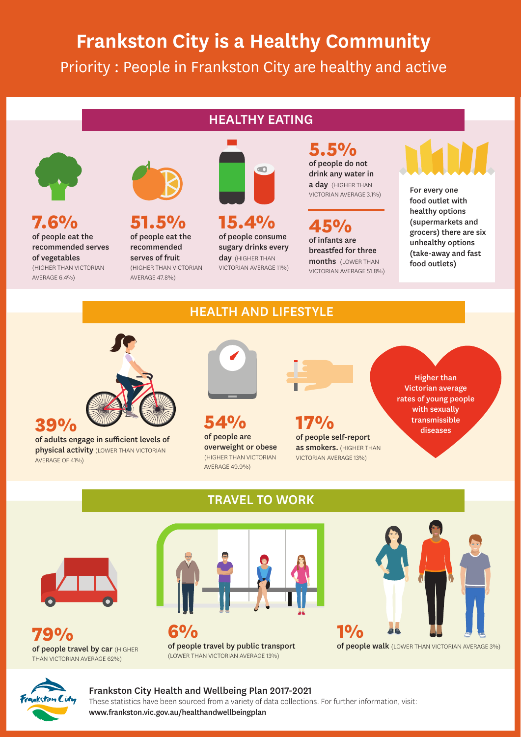# Frankston City is a Healthy Community

Priority : People in Frankston City are healthy and active

## HEALTHY EATING

**7.6%** of people eat the recommended serves of vegetables (HIGHER THAN VICTORIAN AVERAGE 6.4%)

**51.5%** of people eat the recommended serves of fruit (HIGHER THAN VICTORIAN AVERAGE 47.8%)

**15.4%** of people consume sugary drinks every day (HIGHER THAN VICTORIAN AVERAGE 11%)

**5.5%** of people do not drink any water in a day (HIGHER THAN VICTORIAN AVERAGE 3.1%)

**45%** of infants are breastfed for three months (LOWER THAN VICTORIAN AVERAGE 51.8%)

For every one food outlet with healthy options (supermarkets and grocers) there are six unhealthy options (take-away and fast food outlets)

## HEALTH AND LIFESTYLE

**39%** of adults engage in sufficient levels of physical activity (LOWER THAN VICTORIAN AVERAGE OF 41%)

**54%** of people are overweight or obese (HIGHER THAN VICTORIAN AVERAGE 49.9%)

**17%** of people self-report as smokers. (HIGHER THAN VICTORIAN AVERAGE 13%)

Higher than Victorian average rates of young people with sexually transmissible diseases

## TRAVEL TO WORK

**79%** of people travel by car (HIGHER THAN VICTORIAN AVERAGE 62%)

**6%** of people travel by public transport (LOWER THAN VICTORIAN AVERAGE 13%)

**1%** of people walk (LOWER THAN VICTORIAN AVERAGE 3%)

**Frankston City Health and Wellbeing Plan 2017-2021**

These statistics have been sourced from a variety of data collections. For further information, visit: **www.frankston.vic.gov.au/healthandwellbeingplan**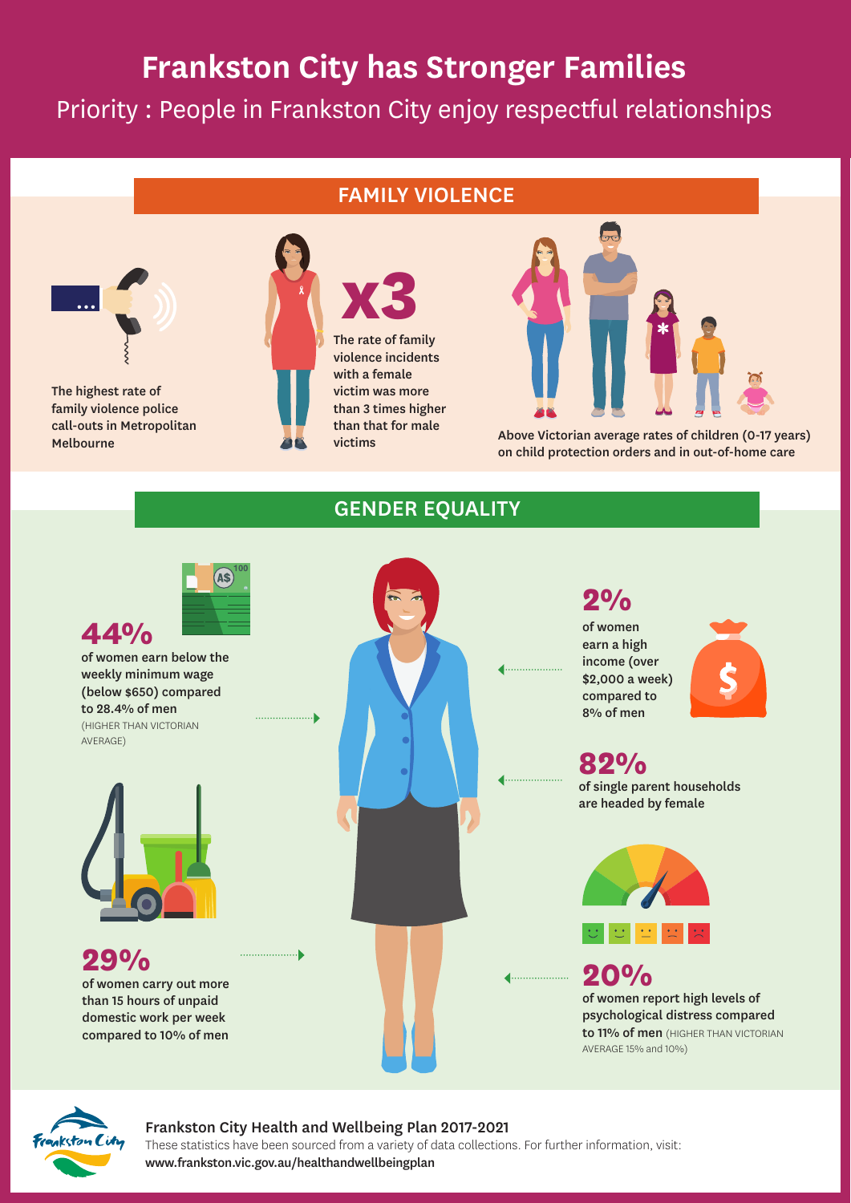# Frankston City has Stronger Families

## Priority : People in Frankston City enjoy respectful relationships

## FAMILY VIOLENCE

The highest rate of family violence police call-outs in Metropolitan Melbourne

**x3**

The rate of family violence incidents with a female victim was more than 3 times higher than that for male victims

Above Victorian average rates of children (0-17 years) on child protection orders and in out-of-home care

## GENDER EQUALITY

**44%**

of women earn below the weekly minimum wage (below $650) compared to 28.4% of men

(HIGHER THAN VICTORIAN AVERAGE)

**29%**

of women carry out more than 15 hours of unpaid domestic work per week compared to 10% of men

**2%**

of women earn a high income (over $2,000 a week) compared to 8% of men

**82%**

of single parent households are headed by female

**20%**

of women report high levels of psychological distress compared to 11% of men (HIGHER THAN VICTORIAN AVERAGE 15% and 10%)

Frankston City Health and Wellbeing Plan 2017-2021

These statistics have been sourced from a variety of data collections. For further information, visit: www.frankston.vic.gov.au/healthandwellbeingplan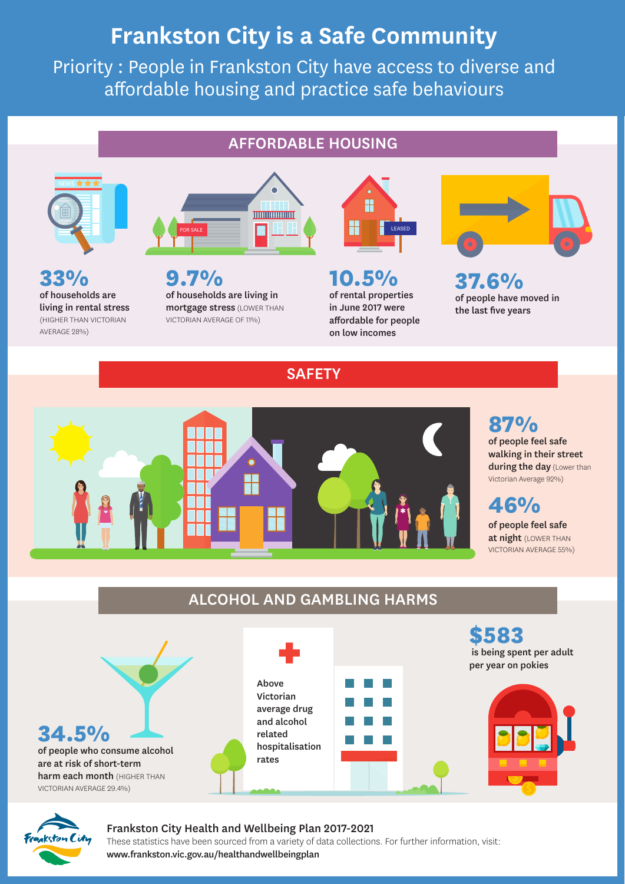# Frankston City is a Safe Community

Priority : People in Frankston City have access to diverse and affordable housing and practice safe behaviours

## AFFORDABLE HOUSING

**33%**
of households are living in rental stress (HIGHER THAN VICTORIAN AVERAGE 28%)

**9.7%**
of households are living in mortgage stress (LOWER THAN VICTORIAN AVERAGE OF 11%)

**10.5%**
of rental properties in June 2017 were affordable for people on low incomes

**37.6%**
of people have moved in the last five years

## SAFETY

**87%**
of people feel safe walking in their street during the day (Lower than Victorian Average 92%)

**46%**
of people feel safe at night (LOWER THAN VICTORIAN AVERAGE 55%)

## ALCOHOL AND GAMBLING HARMS

**34.5%**
of people who consume alcohol are at risk of short-term harm each month (HIGHER THAN VICTORIAN AVERAGE 29.4%)

Above Victorian average drug and alcohol related hospitalisation rates

**$583**
is being spent per adult per year on pokies

**Frankston City Health and Wellbeing Plan 2017-2021**
These statistics have been sourced from a variety of data collections. For further information, visit:
**www.frankston.vic.gov.au/healthandwellbeingplan**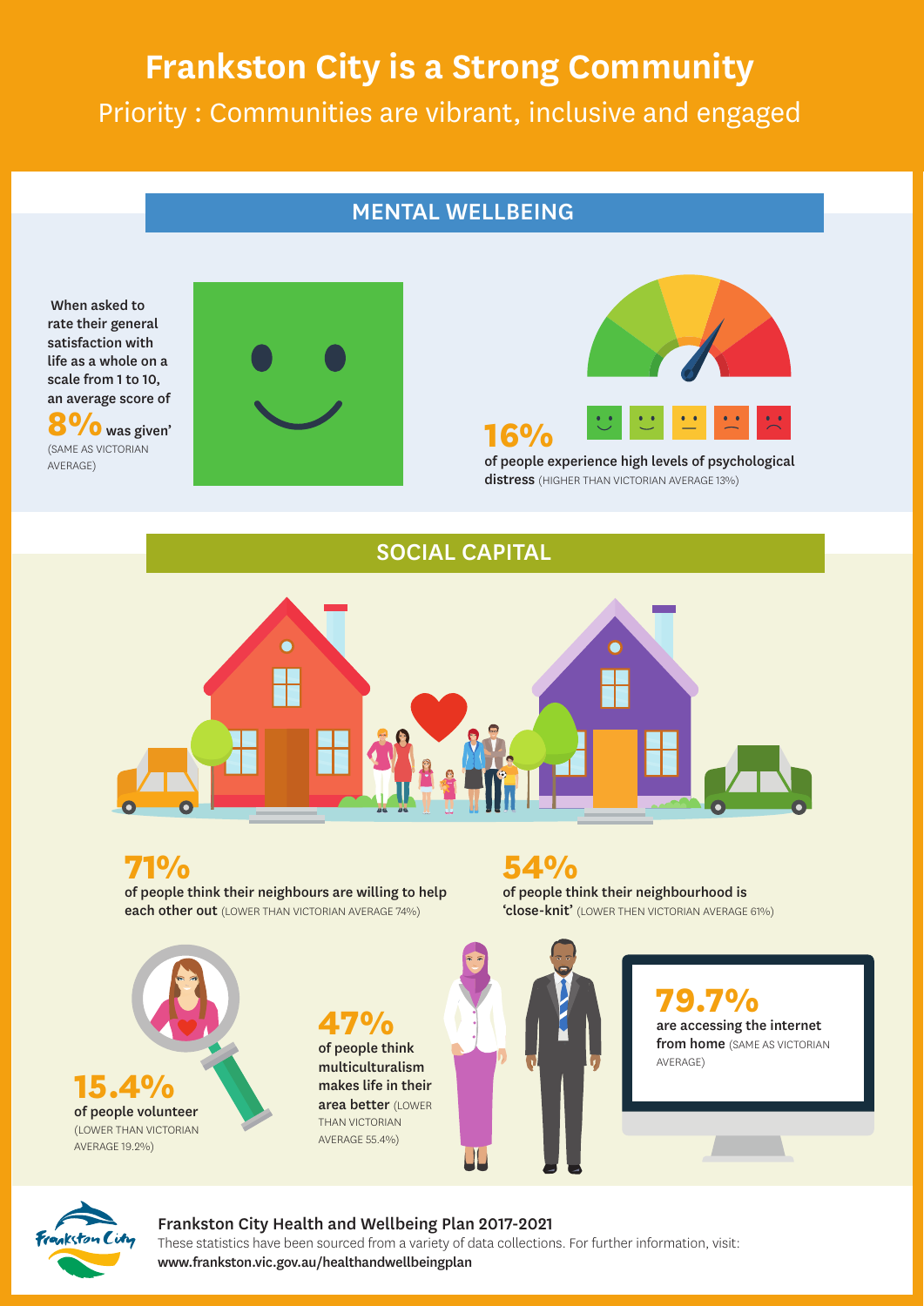# Frankston City is a Strong Community

Priority : Communities are vibrant, inclusive and engaged

## MENTAL WELLBEING

When asked to rate their general satisfaction with life as a whole on a scale from 1 to 10, an average score of **8%** was given' (SAME AS VICTORIAN AVERAGE)

**16%** of people experience high levels of psychological distress (HIGHER THAN VICTORIAN AVERAGE 13%)

## SOCIAL CAPITAL

**71%** of people think their neighbours are willing to help each other out (LOWER THAN VICTORIAN AVERAGE 74%)

**54%** of people think their neighbourhood is 'close-knit' (LOWER THEN VICTORIAN AVERAGE 61%)

**15.4%** of people volunteer (LOWER THAN VICTORIAN AVERAGE 19.2%)

**47%** of people think multiculturalism makes life in their area better (LOWER THAN VICTORIAN AVERAGE 55.4%)

**79.7%** are accessing the internet from home (SAME AS VICTORIAN AVERAGE)

Frankston City Health and Wellbeing Plan 2017-2021

These statistics have been sourced from a variety of data collections. For further information, visit: **www.frankston.vic.gov.au/healthandwellbeingplan**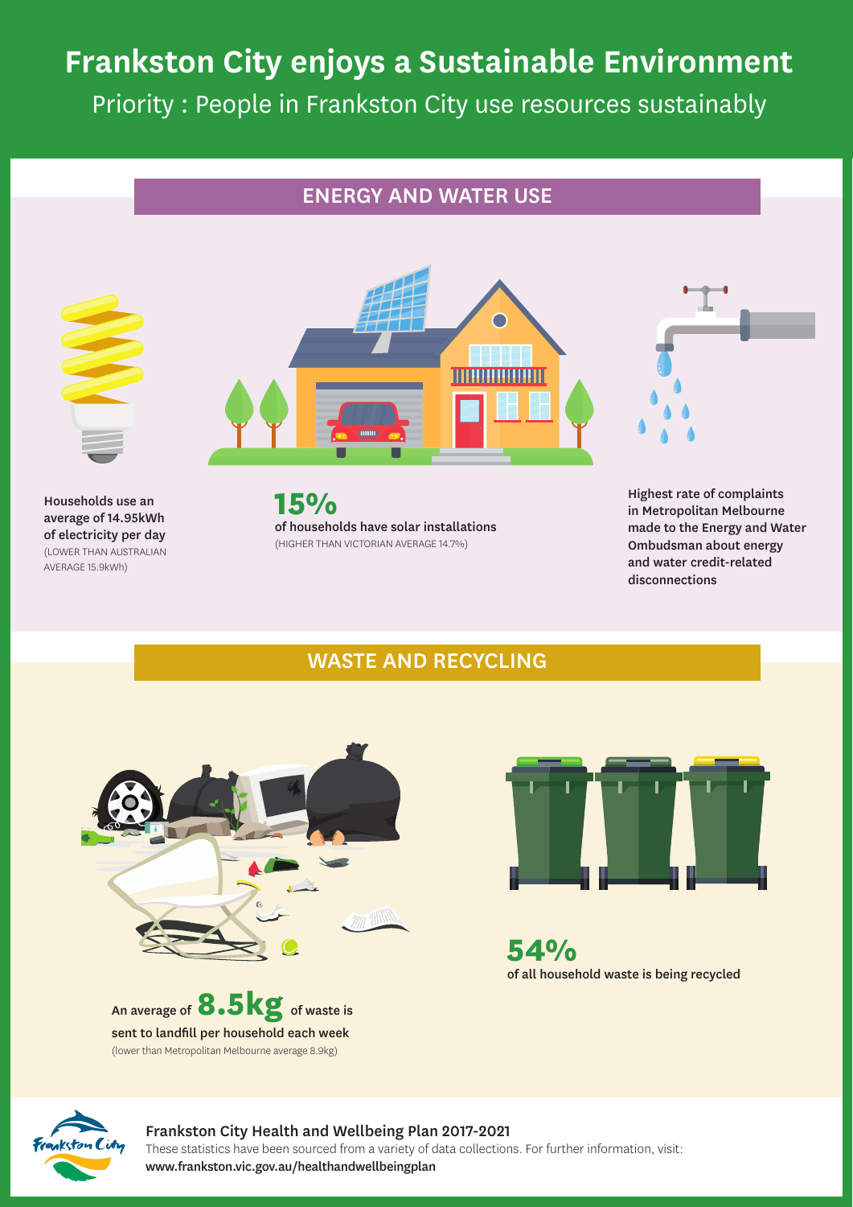# Frankston City enjoys a Sustainable Environment

Priority : People in Frankston City use resources sustainably

## ENERGY AND WATER USE

**Households use an average of 14.95kWh of electricity per day**
(LOWER THAN AUSTRALIAN AVERAGE 15.9kWh)

**15%**
**of households have solar installations**
(HIGHER THAN VICTORIAN AVERAGE 14.7%)

**Highest rate of complaints in Metropolitan Melbourne made to the Energy and Water Ombudsman about energy and water credit-related disconnections**

## WASTE AND RECYCLING

**An average of 8.5kg of waste is sent to landfill per household each week**
(lower than Metropolitan Melbourne average 8.9kg)

**54%**
**of all household waste is being recycled**

**Frankston City Health and Wellbeing Plan 2017-2021**
These statistics have been sourced from a variety of data collections. For further information, visit:
**www.frankston.vic.gov.au/healthandwellbeingplan**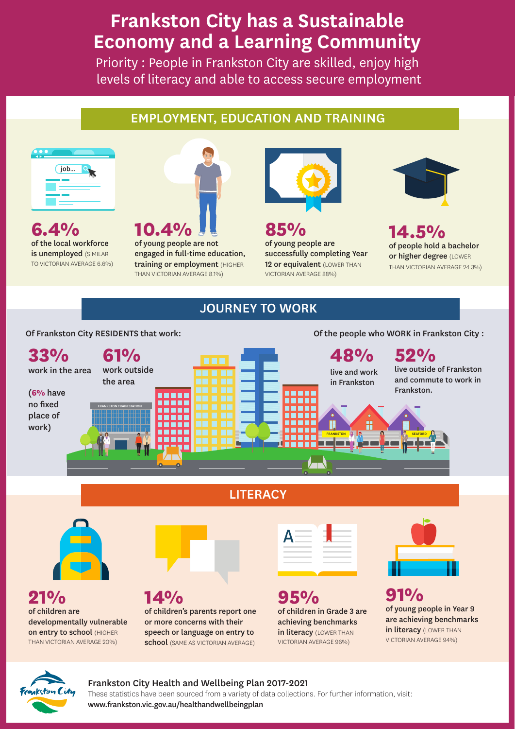# Frankston City has a Sustainable Economy and a Learning Community

Priority : People in Frankston City are skilled, enjoy high levels of literacy and able to access secure employment

## EMPLOYMENT, EDUCATION AND TRAINING

**6.4%**
of the local workforce **is unemployed** (SIMILAR TO VICTORIAN AVERAGE 6.6%)

**10.4%**
of young people are not **engaged in full-time education, training or employment** (HIGHER THAN VICTORIAN AVERAGE 8.1%)

**85%**
of young people are **successfully completing Year 12 or equivalent** (LOWER THAN VICTORIAN AVERAGE 88%)

**14.5%**
of people hold a bachelor **or higher degree** (LOWER THAN VICTORIAN AVERAGE 24.3%)

## JOURNEY TO WORK

Of Frankston City RESIDENTS that work:

**33%**
work in the area

(**6%** have no fixed place of work)

**61%**
work outside the area

Of the people who WORK in Frankston City :

**48%**
live and work in Frankston

**52%**
live outside of Frankston and commute to work in Frankston.

## LITERACY

**21%**
of children are **developmentally vulnerable on entry to school** (HIGHER THAN VICTORIAN AVERAGE 20%)

**14%**
of children's parents report one or more concerns with their **speech or language on entry to school** (SAME AS VICTORIAN AVERAGE)

**95%**
of children in Grade 3 are **achieving benchmarks in literacy** (LOWER THAN VICTORIAN AVERAGE 96%)

**91%**
of young people in Year 9 **are achieving benchmarks in literacy** (LOWER THAN VICTORIAN AVERAGE 94%)

Frankston City Health and Wellbeing Plan 2017-2021

These statistics have been sourced from a variety of data collections. For further information, visit: **www.frankston.vic.gov.au/healthandwellbeingplan**